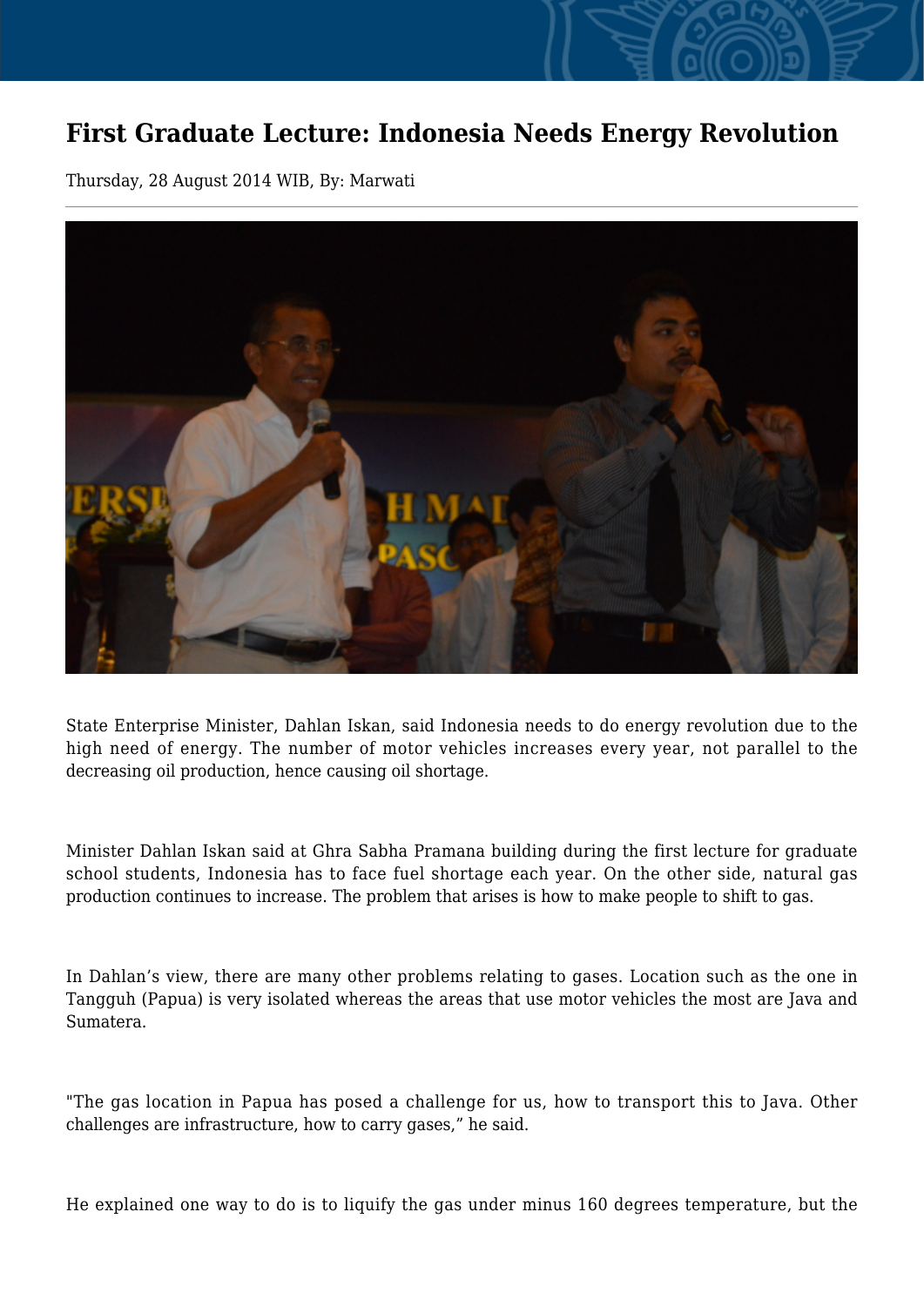# First Graduate Lecture: Indonesia Needs Energy Revolution

Thursday, 28 August 2014 WIB, By: Marwati

State Enterprise Minister, Dahlan Iskan, said Indonesia needs to do energy revolution due to the high need of energy. The number of motor vehicles increases every year, not parallel to the decreasing oil production, hence causing oil shortage.

Minister Dahlan Iskan said at Ghra Sabha Pramana building during the first lecture for graduate school students, Indonesia has to face fuel shortage each year. On the other side, natural gas production continues to increase. The problem that arises is how to make people to shift to gas.

In Dahlan's view, there are many other problems relating to gases. Location such as the one in Tangguh (Papua) is very isolated whereas the areas that use motor vehicles the most are Java and Sumatera.

"The gas location in Papua has posed a challenge for us, how to transport this to Java. Other challenges are infrastructure, how to carry gases," he said.

He explained one way to do is to liquify the gas under minus 160 degrees temperature, but the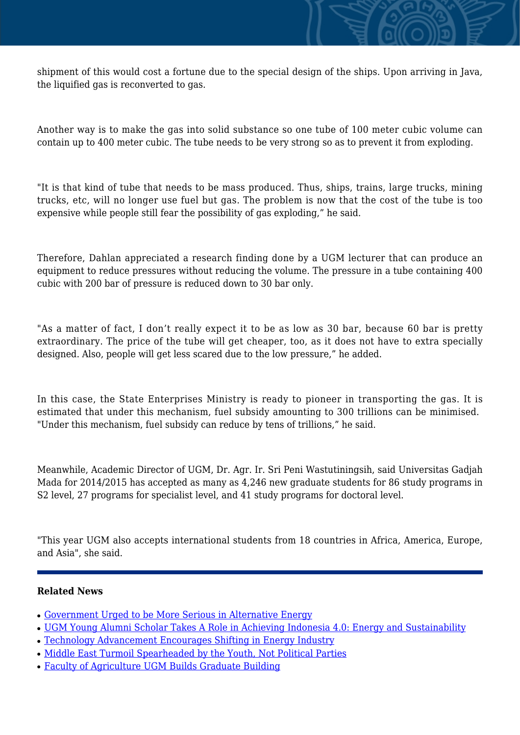shipment of this would cost a fortune due to the special design of the ships. Upon arriving in Java, the liquified gas is reconverted to gas.

Another way is to make the gas into solid substance so one tube of 100 meter cubic volume can contain up to 400 meter cubic. The tube needs to be very strong so as to prevent it from exploding.

"It is that kind of tube that needs to be mass produced. Thus, ships, trains, large trucks, mining trucks, etc, will no longer use fuel but gas. The problem is now that the cost of the tube is too expensive while people still fear the possibility of gas exploding," he said.

Therefore, Dahlan appreciated a research finding done by a UGM lecturer that can produce an equipment to reduce pressures without reducing the volume. The pressure in a tube containing 400 cubic with 200 bar of pressure is reduced down to 30 bar only.

"As a matter of fact, I don't really expect it to be as low as 30 bar, because 60 bar is pretty extraordinary. The price of the tube will get cheaper, too, as it does not have to extra specially designed. Also, people will get less scared due to the low pressure," he added.

In this case, the State Enterprises Ministry is ready to pioneer in transporting the gas. It is estimated that under this mechanism, fuel subsidy amounting to 300 trillions can be minimised. "Under this mechanism, fuel subsidy can reduce by tens of trillions," he said.

Meanwhile, Academic Director of UGM, Dr. Agr. Ir. Sri Peni Wastutiningsih, said Universitas Gadjah Mada for 2014/2015 has accepted as many as 4,246 new graduate students for 86 study programs in S2 level, 27 programs for specialist level, and 41 study programs for doctoral level.

"This year UGM also accepts international students from 18 countries in Africa, America, Europe, and Asia", she said.

**Related News**

- Government Urged to be More Serious in Alternative Energy
- UGM Young Alumni Scholar Takes A Role in Achieving Indonesia 4.0: Energy and Sustainability
- Technology Advancement Encourages Shifting in Energy Industry
- Middle East Turmoil Spearheaded by the Youth, Not Political Parties
- Faculty of Agriculture UGM Builds Graduate Building